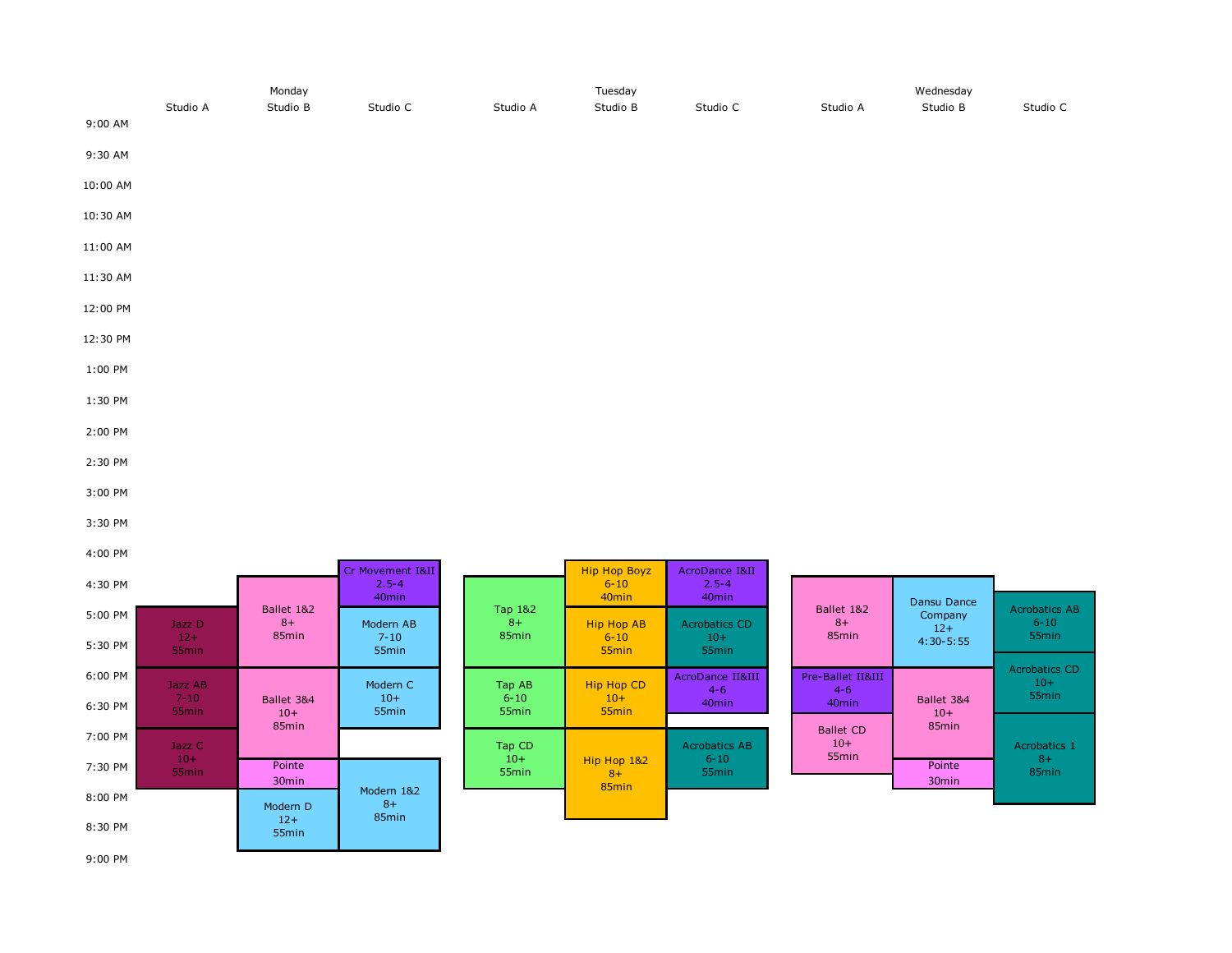| | Monday | | | Tuesday | | | Wednesday | | |
|---|---|---|---|---|---|---|---|---|---|
| | Studio A | Studio B | Studio C | Studio A | Studio B | Studio C | Studio A | Studio B | Studio C |
| 9:00 AM | | | | | | | | | |
| 9:30 AM | | | | | | | | | |
| 10:00 AM | | | | | | | | | |
| 10:30 AM | | | | | | | | | |
| 11:00 AM | | | | | | | | | |
| 11:30 AM | | | | | | | | | |
| 12:00 PM | | | | | | | | | |
| 12:30 PM | | | | | | | | | |
| 1:00 PM | | | | | | | | | |
| 1:30 PM | | | | | | | | | |
| 2:00 PM | | | | | | | | | |
| 2:30 PM | | | | | | | | | |
| 3:00 PM | | | | | | | | | |
| 3:30 PM | | | | | | | | | |
| 4:00 PM | | | Cr Movement I&II 2.5-4 40min | | Hip Hop Boyz 6-10 40min | AcroDance I&II 2.5-4 40min | | | |
| 4:30 PM | | Ballet 1&2 8+ 85min | | Tap 1&2 8+ 85min | | | Ballet 1&2 8+ 85min | Dansu Dance Company 12+ 4:30-5:55 | Acrobatics AB 6-10 55min |
| 5:00 PM | Jazz D 12+ 55min | | Modern AB 7-10 55min | | Hip Hop AB 6-10 55min | Acrobatics CD 10+ 55min | | | |
| 5:30 PM | | | | | | | | | Acrobatics CD 10+ 55min |
| 6:00 PM | Jazz AB 7-10 55min | Ballet 3&4 10+ 85min | Modern C 10+ 55min | Tap AB 6-10 55min | Hip Hop CD 10+ 55min | AcroDance II&III 4-6 40min | Pre-Ballet II&III 4-6 40min | Ballet 3&4 10+ 85min | |
| 6:30 PM | | | | | | | Ballet CD 10+ 55min | | Acrobatics 1 8+ 85min |
| 7:00 PM | Jazz C 10+ 55min | | | Tap CD 10+ 55min | Hip Hop 1&2 8+ 85min | Acrobatics AB 6-10 55min | | | |
| 7:30 PM | | Pointe 30min | Modern 1&2 8+ 85min | | | | | Pointe 30min | |
| 8:00 PM | | Modern D 12+ 55min | | | | | | | |
| 8:30 PM | | | | | | | | | |
| 9:00 PM | | | | | | | | | |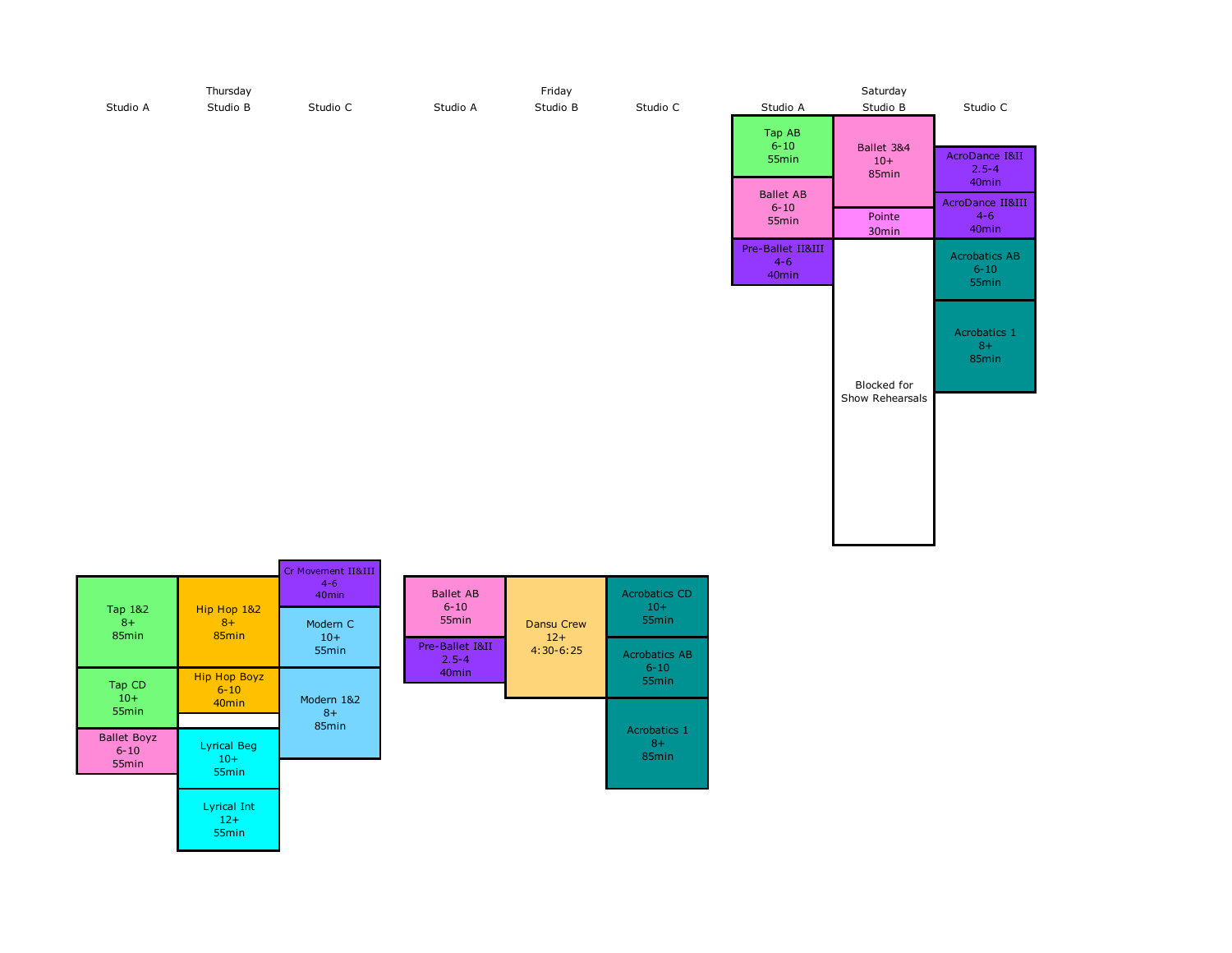## Thursday

| Studio A | Studio B | Studio C |
|---|---|---|
| | | Cr Movement II&III 4-6 40min |
| Tap 1&2 8+ 85min | Hip Hop 1&2 8+ 85min | Modern C 10+ 55min |
| Tap CD 10+ 55min | Hip Hop Boyz 6-10 40min | Modern 1&2 8+ 85min |
| Ballet Boyz 6-10 55min | Lyrical Beg 10+ 55min | |
| | Lyrical Int 12+ 55min | |

## Friday

| Studio A | Studio B | Studio C |
|---|---|---|
| Ballet AB 6-10 55min | Dansu Crew 12+ 4:30-6:25 | Acrobatics CD 10+ 55min |
| Pre-Ballet I&II 2.5-4 40min | | Acrobatics AB 6-10 55min |
| | | Acrobatics 1 8+ 85min |

## Saturday

| Studio A | Studio B | Studio C |
|---|---|---|
| Tap AB 6-10 55min | Ballet 3&4 10+ 85min | AcroDance I&II 2.5-4 40min |
| Ballet AB 6-10 55min | Pointe 30min | AcroDance II&III 4-6 40min |
| Pre-Ballet II&III 4-6 40min | Blocked for Show Rehearsals | Acrobatics AB 6-10 55min |
| | | Acrobatics 1 8+ 85min |